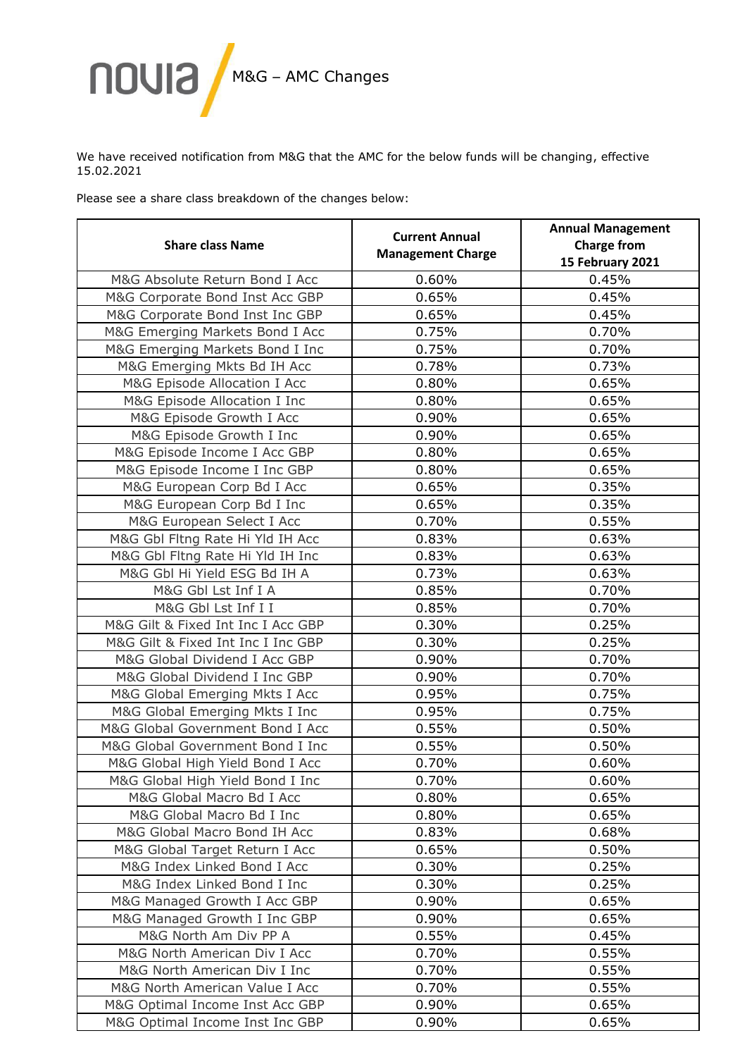# M&G – AMC Changes

We have received notification from M&G that the AMC for the below funds will be changing, effective 15.02.2021

Please see a share class breakdown of the changes below:

| Share class Name | Current Annual Management Charge | Annual Management Charge from 15 February 2021 |
|---|---|---|
| M&G Absolute Return Bond I Acc | 0.60% | 0.45% |
| M&G Corporate Bond Inst Acc GBP | 0.65% | 0.45% |
| M&G Corporate Bond Inst Inc GBP | 0.65% | 0.45% |
| M&G Emerging Markets Bond I Acc | 0.75% | 0.70% |
| M&G Emerging Markets Bond I Inc | 0.75% | 0.70% |
| M&G Emerging Mkts Bd IH Acc | 0.78% | 0.73% |
| M&G Episode Allocation I Acc | 0.80% | 0.65% |
| M&G Episode Allocation I Inc | 0.80% | 0.65% |
| M&G Episode Growth I Acc | 0.90% | 0.65% |
| M&G Episode Growth I Inc | 0.90% | 0.65% |
| M&G Episode Income I Acc GBP | 0.80% | 0.65% |
| M&G Episode Income I Inc GBP | 0.80% | 0.65% |
| M&G European Corp Bd I Acc | 0.65% | 0.35% |
| M&G European Corp Bd I Inc | 0.65% | 0.35% |
| M&G European Select I Acc | 0.70% | 0.55% |
| M&G Gbl Fltng Rate Hi Yld IH Acc | 0.83% | 0.63% |
| M&G Gbl Fltng Rate Hi Yld IH Inc | 0.83% | 0.63% |
| M&G Gbl Hi Yield ESG Bd IH A | 0.73% | 0.63% |
| M&G Gbl Lst Inf I A | 0.85% | 0.70% |
| M&G Gbl Lst Inf I I | 0.85% | 0.70% |
| M&G Gilt & Fixed Int Inc I Acc GBP | 0.30% | 0.25% |
| M&G Gilt & Fixed Int Inc I Inc GBP | 0.30% | 0.25% |
| M&G Global Dividend I Acc GBP | 0.90% | 0.70% |
| M&G Global Dividend I Inc GBP | 0.90% | 0.70% |
| M&G Global Emerging Mkts I Acc | 0.95% | 0.75% |
| M&G Global Emerging Mkts I Inc | 0.95% | 0.75% |
| M&G Global Government Bond I Acc | 0.55% | 0.50% |
| M&G Global Government Bond I Inc | 0.55% | 0.50% |
| M&G Global High Yield Bond I Acc | 0.70% | 0.60% |
| M&G Global High Yield Bond I Inc | 0.70% | 0.60% |
| M&G Global Macro Bd I Acc | 0.80% | 0.65% |
| M&G Global Macro Bd I Inc | 0.80% | 0.65% |
| M&G Global Macro Bond IH Acc | 0.83% | 0.68% |
| M&G Global Target Return I Acc | 0.65% | 0.50% |
| M&G Index Linked Bond I Acc | 0.30% | 0.25% |
| M&G Index Linked Bond I Inc | 0.30% | 0.25% |
| M&G Managed Growth I Acc GBP | 0.90% | 0.65% |
| M&G Managed Growth I Inc GBP | 0.90% | 0.65% |
| M&G North Am Div PP A | 0.55% | 0.45% |
| M&G North American Div I Acc | 0.70% | 0.55% |
| M&G North American Div I Inc | 0.70% | 0.55% |
| M&G North American Value I Acc | 0.70% | 0.55% |
| M&G Optimal Income Inst Acc GBP | 0.90% | 0.65% |
| M&G Optimal Income Inst Inc GBP | 0.90% | 0.65% |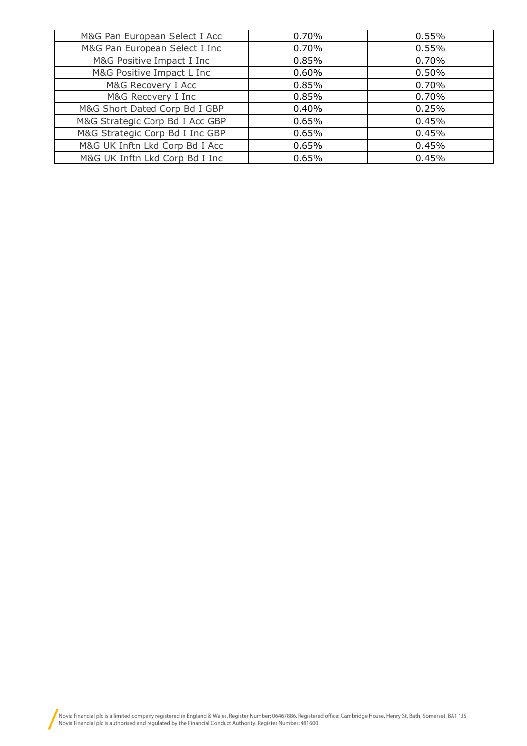| | | |
|---|---|---|
| M&G Pan European Select I Acc | 0.70% | 0.55% |
| M&G Pan European Select I Inc | 0.70% | 0.55% |
| M&G Positive Impact I Inc | 0.85% | 0.70% |
| M&G Positive Impact L Inc | 0.60% | 0.50% |
| M&G Recovery I Acc | 0.85% | 0.70% |
| M&G Recovery I Inc | 0.85% | 0.70% |
| M&G Short Dated Corp Bd I GBP | 0.40% | 0.25% |
| M&G Strategic Corp Bd I Acc GBP | 0.65% | 0.45% |
| M&G Strategic Corp Bd I Inc GBP | 0.65% | 0.45% |
| M&G UK Inftn Lkd Corp Bd I Acc | 0.65% | 0.45% |
| M&G UK Inftn Lkd Corp Bd I Inc | 0.65% | 0.45% |

Novia Financial plc is a limited company registered in England & Wales. Register Number: 06467886. Registered office: Cambridge House, Henry St, Bath, Somerset, BA1 1JS.
Novia Financial plc is authorised and regulated by the Financial Conduct Authority. Register Number: 481600.